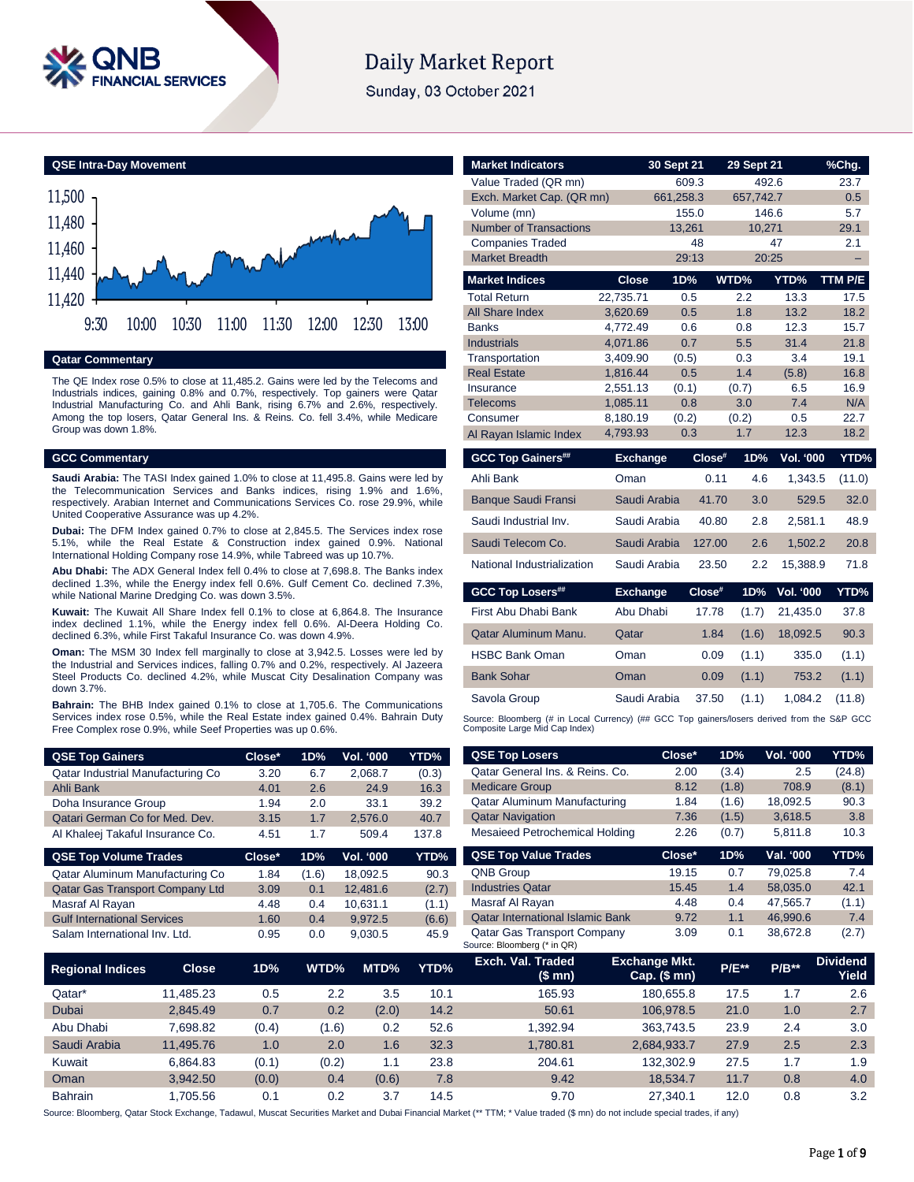# Daily Market Report

Sunday, 03 October 2021

## QSE Intra-Day Movement

## Qatar Commentary

The QE Index rose 0.5% to close at 11,485.2. Gains were led by the Telecoms and Industrials indices, gaining 0.8% and 0.7%, respectively. Top gainers were Qatar Industrial Manufacturing Co. and Ahli Bank, rising 6.7% and 2.6%, respectively. Among the top losers, Qatar General Ins. & Reins. Co. fell 3.4%, while Medicare Group was down 1.8%.

## GCC Commentary

**Saudi Arabia:** The TASI Index gained 1.0% to close at 11,495.8. Gains were led by the Telecommunication Services and Banks indices, rising 1.9% and 1.6%, respectively. Arabian Internet and Communications Services Co. rose 29.9%, while United Cooperative Assurance was up 4.2%.

**Dubai:** The DFM Index gained 0.7% to close at 2,845.5. The Services index rose 5.1%, while the Real Estate & Construction index gained 0.9%. National International Holding Company rose 14.9%, while Tabreed was up 10.7%.

**Abu Dhabi:** The ADX General Index fell 0.4% to close at 7,698.8. The Banks index declined 1.3%, while the Energy index fell 0.6%. Gulf Cement Co. declined 7.3%, while National Marine Dredging Co. was down 3.5%.

**Kuwait:** The Kuwait All Share Index fell 0.1% to close at 6,864.8. The Insurance index declined 1.1%, while the Energy index fell 0.6%. Al-Deera Holding Co. declined 6.3%, while First Takaful Insurance Co. was down 4.9%.

**Oman:** The MSM 30 Index fell marginally to close at 3,942.5. Losses were led by the Industrial and Services indices, falling 0.7% and 0.2%, respectively. Al Jazeera Steel Products Co. declined 4.2%, while Muscat City Desalination Company was down 3.7%.

**Bahrain:** The BHB Index gained 0.1% to close at 1,705.6. The Communications Services index rose 0.5%, while the Real Estate index gained 0.4%. Bahrain Duty Free Complex rose 0.9%, while Seef Properties was up 0.6%.

| Market Indicators | 30 Sept 21 | 29 Sept 21 | %Chg. |
|---|---|---|---|
| Value Traded (QR mn) | 609.3 | 492.6 | 23.7 |
| Exch. Market Cap. (QR mn) | 661,258.3 | 657,742.7 | 0.5 |
| Volume (mn) | 155.0 | 146.6 | 5.7 |
| Number of Transactions | 13,261 | 10,271 | 29.1 |
| Companies Traded | 48 | 47 | 2.1 |
| Market Breadth | 29:13 | 20:25 | – |

| Market Indices | Close | 1D% | WTD% | YTD% | TTM P/E |
|---|---|---|---|---|---|
| Total Return | 22,735.71 | 0.5 | 2.2 | 13.3 | 17.5 |
| All Share Index | 3,620.69 | 0.5 | 1.8 | 13.2 | 18.2 |
| Banks | 4,772.49 | 0.6 | 0.8 | 12.3 | 15.7 |
| Industrials | 4,071.86 | 0.7 | 5.5 | 31.4 | 21.8 |
| Transportation | 3,409.90 | (0.5) | 0.3 | 3.4 | 19.1 |
| Real Estate | 1,816.44 | 0.5 | 1.4 | (5.8) | 16.8 |
| Insurance | 2,551.13 | (0.1) | (0.7) | 6.5 | 16.9 |
| Telecoms | 1,085.11 | 0.8 | 3.0 | 7.4 | N/A |
| Consumer | 8,180.19 | (0.2) | (0.2) | 0.5 | 22.7 |
| Al Rayan Islamic Index | 4,793.93 | 0.3 | 1.7 | 12.3 | 18.2 |

| GCC Top Gainers## | Exchange | Close# | 1D% | Vol. '000 | YTD% |
|---|---|---|---|---|---|
| Ahli Bank | Oman | 0.11 | 4.6 | 1,343.5 | (11.0) |
| Banque Saudi Fransi | Saudi Arabia | 41.70 | 3.0 | 529.5 | 32.0 |
| Saudi Industrial Inv. | Saudi Arabia | 40.80 | 2.8 | 2,581.1 | 48.9 |
| Saudi Telecom Co. | Saudi Arabia | 127.00 | 2.6 | 1,502.2 | 20.8 |
| National Industrialization | Saudi Arabia | 23.50 | 2.2 | 15,388.9 | 71.8 |

| GCC Top Losers## | Exchange | Close# | 1D% | Vol. '000 | YTD% |
|---|---|---|---|---|---|
| First Abu Dhabi Bank | Abu Dhabi | 17.78 | (1.7) | 21,435.0 | 37.8 |
| Qatar Aluminum Manu. | Qatar | 1.84 | (1.6) | 18,092.5 | 90.3 |
| HSBC Bank Oman | Oman | 0.09 | (1.1) | 335.0 | (1.1) |
| Bank Sohar | Oman | 0.09 | (1.1) | 753.2 | (1.1) |
| Savola Group | Saudi Arabia | 37.50 | (1.1) | 1,084.2 | (11.8) |

Source: Bloomberg (# in Local Currency) (## GCC Top gainers/losers derived from the S&P GCC Composite Large Mid Cap Index)

| QSE Top Gainers | Close* | 1D% | Vol. '000 | YTD% |
|---|---|---|---|---|
| Qatar Industrial Manufacturing Co | 3.20 | 6.7 | 2,068.7 | (0.3) |
| Ahli Bank | 4.01 | 2.6 | 24.9 | 16.3 |
| Doha Insurance Group | 1.94 | 2.0 | 33.1 | 39.2 |
| Qatari German Co for Med. Dev. | 3.15 | 1.7 | 2,576.0 | 40.7 |
| Al Khaleej Takaful Insurance Co. | 4.51 | 1.7 | 509.4 | 137.8 |

| QSE Top Volume Trades | Close* | 1D% | Vol. '000 | YTD% |
|---|---|---|---|---|
| Qatar Aluminum Manufacturing Co | 1.84 | (1.6) | 18,092.5 | 90.3 |
| Qatar Gas Transport Company Ltd | 3.09 | 0.1 | 12,481.6 | (2.7) |
| Masraf Al Rayan | 4.48 | 0.4 | 10,631.1 | (1.1) |
| Gulf International Services | 1.60 | 0.4 | 9,972.5 | (6.6) |
| Salam International Inv. Ltd. | 0.95 | 0.0 | 9,030.5 | 45.9 |

| QSE Top Losers | Close* | 1D% | Vol. '000 | YTD% |
|---|---|---|---|---|
| Qatar General Ins. & Reins. Co. | 2.00 | (3.4) | 2.5 | (24.8) |
| Medicare Group | 8.12 | (1.8) | 708.9 | (8.1) |
| Qatar Aluminum Manufacturing | 1.84 | (1.6) | 18,092.5 | 90.3 |
| Qatar Navigation | 7.36 | (1.5) | 3,618.5 | 3.8 |
| Mesaieed Petrochemical Holding | 2.26 | (0.7) | 5,811.8 | 10.3 |

| QSE Top Value Trades | Close* | 1D% | Val. '000 | YTD% |
|---|---|---|---|---|
| QNB Group | 19.15 | 0.7 | 79,025.8 | 7.4 |
| Industries Qatar | 15.45 | 1.4 | 58,035.0 | 42.1 |
| Masraf Al Rayan | 4.48 | 0.4 | 47,565.7 | (1.1) |
| Qatar International Islamic Bank | 9.72 | 1.1 | 46,990.6 | 7.4 |
| Qatar Gas Transport Company | 3.09 | 0.1 | 38,672.8 | (2.7) |

Source: Bloomberg (* in QR)

| Regional Indices | Close | 1D% | WTD% | MTD% | YTD% | Exch. Val. Traded ($ mn) | Exchange Mkt. Cap. ($ mn) | P/E** | P/B** | Dividend Yield |
|---|---|---|---|---|---|---|---|---|---|---|
| Qatar* | 11,485.23 | 0.5 | 2.2 | 3.5 | 10.1 | 165.93 | 180,655.8 | 17.5 | 1.7 | 2.6 |
| Dubai | 2,845.49 | 0.7 | 0.2 | (2.0) | 14.2 | 50.61 | 106,978.5 | 21.0 | 1.0 | 2.7 |
| Abu Dhabi | 7,698.82 | (0.4) | (1.6) | 0.2 | 52.6 | 1,392.94 | 363,743.5 | 23.9 | 2.4 | 3.0 |
| Saudi Arabia | 11,495.76 | 1.0 | 2.0 | 1.6 | 32.3 | 1,780.81 | 2,684,933.7 | 27.9 | 2.5 | 2.3 |
| Kuwait | 6,864.83 | (0.1) | (0.2) | 1.1 | 23.8 | 204.61 | 132,302.9 | 27.5 | 1.7 | 1.9 |
| Oman | 3,942.50 | (0.0) | 0.4 | (0.6) | 7.8 | 9.42 | 18,534.7 | 11.7 | 0.8 | 4.0 |
| Bahrain | 1,705.56 | 0.1 | 0.2 | 3.7 | 14.5 | 9.70 | 27,340.1 | 12.0 | 0.8 | 3.2 |

Source: Bloomberg, Qatar Stock Exchange, Tadawul, Muscat Securities Market and Dubai Financial Market (** TTM; * Value traded ($ mn) do not include special trades, if any)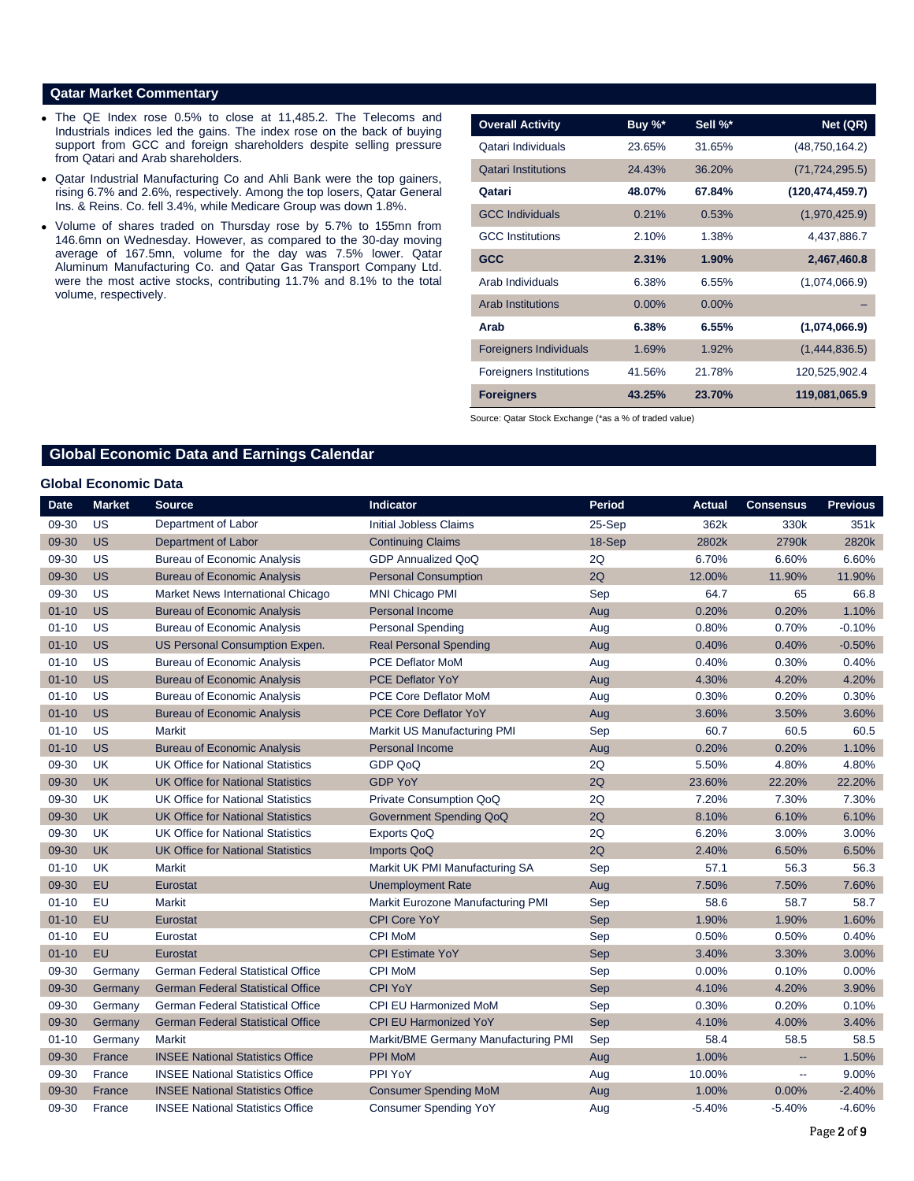## Qatar Market Commentary

- The QE Index rose 0.5% to close at 11,485.2. The Telecoms and Industrials indices led the gains. The index rose on the back of buying support from GCC and foreign shareholders despite selling pressure from Qatari and Arab shareholders.
- Qatar Industrial Manufacturing Co and Ahli Bank were the top gainers, rising 6.7% and 2.6%, respectively. Among the top losers, Qatar General Ins. & Reins. Co. fell 3.4%, while Medicare Group was down 1.8%.
- Volume of shares traded on Thursday rose by 5.7% to 155mn from 146.6mn on Wednesday. However, as compared to the 30-day moving average of 167.5mn, volume for the day was 7.5% lower. Qatar Aluminum Manufacturing Co. and Qatar Gas Transport Company Ltd. were the most active stocks, contributing 11.7% and 8.1% to the total volume, respectively.

| Overall Activity | Buy %* | Sell %* | Net (QR) |
|---|---|---|---|
| Qatari Individuals | 23.65% | 31.65% | (48,750,164.2) |
| Qatari Institutions | 24.43% | 36.20% | (71,724,295.5) |
| **Qatari** | **48.07%** | **67.84%** | **(120,474,459.7)** |
| GCC Individuals | 0.21% | 0.53% | (1,970,425.9) |
| GCC Institutions | 2.10% | 1.38% | 4,437,886.7 |
| **GCC** | **2.31%** | **1.90%** | **2,467,460.8** |
| Arab Individuals | 6.38% | 6.55% | (1,074,066.9) |
| Arab Institutions | 0.00% | 0.00% | – |
| **Arab** | **6.38%** | **6.55%** | **(1,074,066.9)** |
| Foreigners Individuals | 1.69% | 1.92% | (1,444,836.5) |
| Foreigners Institutions | 41.56% | 21.78% | 120,525,902.4 |
| **Foreigners** | **43.25%** | **23.70%** | **119,081,065.9** |

Source: Qatar Stock Exchange (*as a % of traded value)

## Global Economic Data and Earnings Calendar

### Global Economic Data

| Date | Market | Source | Indicator | Period | Actual | Consensus | Previous |
|---|---|---|---|---|---|---|---|
| 09-30 | US | Department of Labor | Initial Jobless Claims | 25-Sep | 362k | 330k | 351k |
| 09-30 | US | Department of Labor | Continuing Claims | 18-Sep | 2802k | 2790k | 2820k |
| 09-30 | US | Bureau of Economic Analysis | GDP Annualized QoQ | 2Q | 6.70% | 6.60% | 6.60% |
| 09-30 | US | Bureau of Economic Analysis | Personal Consumption | 2Q | 12.00% | 11.90% | 11.90% |
| 09-30 | US | Market News International Chicago | MNI Chicago PMI | Sep | 64.7 | 65 | 66.8 |
| 01-10 | US | Bureau of Economic Analysis | Personal Income | Aug | 0.20% | 0.20% | 1.10% |
| 01-10 | US | Bureau of Economic Analysis | Personal Spending | Aug | 0.80% | 0.70% | -0.10% |
| 01-10 | US | US Personal Consumption Expen. | Real Personal Spending | Aug | 0.40% | 0.40% | -0.50% |
| 01-10 | US | Bureau of Economic Analysis | PCE Deflator MoM | Aug | 0.40% | 0.30% | 0.40% |
| 01-10 | US | Bureau of Economic Analysis | PCE Deflator YoY | Aug | 4.30% | 4.20% | 4.20% |
| 01-10 | US | Bureau of Economic Analysis | PCE Core Deflator MoM | Aug | 0.30% | 0.20% | 0.30% |
| 01-10 | US | Bureau of Economic Analysis | PCE Core Deflator YoY | Aug | 3.60% | 3.50% | 3.60% |
| 01-10 | US | Markit | Markit US Manufacturing PMI | Sep | 60.7 | 60.5 | 60.5 |
| 01-10 | US | Bureau of Economic Analysis | Personal Income | Aug | 0.20% | 0.20% | 1.10% |
| 09-30 | UK | UK Office for National Statistics | GDP QoQ | 2Q | 5.50% | 4.80% | 4.80% |
| 09-30 | UK | UK Office for National Statistics | GDP YoY | 2Q | 23.60% | 22.20% | 22.20% |
| 09-30 | UK | UK Office for National Statistics | Private Consumption QoQ | 2Q | 7.20% | 7.30% | 7.30% |
| 09-30 | UK | UK Office for National Statistics | Government Spending QoQ | 2Q | 8.10% | 6.10% | 6.10% |
| 09-30 | UK | UK Office for National Statistics | Exports QoQ | 2Q | 6.20% | 3.00% | 3.00% |
| 09-30 | UK | UK Office for National Statistics | Imports QoQ | 2Q | 2.40% | 6.50% | 6.50% |
| 01-10 | UK | Markit | Markit UK PMI Manufacturing SA | Sep | 57.1 | 56.3 | 56.3 |
| 09-30 | EU | Eurostat | Unemployment Rate | Aug | 7.50% | 7.50% | 7.60% |
| 01-10 | EU | Markit | Markit Eurozone Manufacturing PMI | Sep | 58.6 | 58.7 | 58.7 |
| 01-10 | EU | Eurostat | CPI Core YoY | Sep | 1.90% | 1.90% | 1.60% |
| 01-10 | EU | Eurostat | CPI MoM | Sep | 0.50% | 0.50% | 0.40% |
| 01-10 | EU | Eurostat | CPI Estimate YoY | Sep | 3.40% | 3.30% | 3.00% |
| 09-30 | Germany | German Federal Statistical Office | CPI MoM | Sep | 0.00% | 0.10% | 0.00% |
| 09-30 | Germany | German Federal Statistical Office | CPI YoY | Sep | 4.10% | 4.20% | 3.90% |
| 09-30 | Germany | German Federal Statistical Office | CPI EU Harmonized MoM | Sep | 0.30% | 0.20% | 0.10% |
| 09-30 | Germany | German Federal Statistical Office | CPI EU Harmonized YoY | Sep | 4.10% | 4.00% | 3.40% |
| 01-10 | Germany | Markit | Markit/BME Germany Manufacturing PMI | Sep | 58.4 | 58.5 | 58.5 |
| 09-30 | France | INSEE National Statistics Office | PPI MoM | Aug | 1.00% | -- | 1.50% |
| 09-30 | France | INSEE National Statistics Office | PPI YoY | Aug | 10.00% | -- | 9.00% |
| 09-30 | France | INSEE National Statistics Office | Consumer Spending MoM | Aug | 1.00% | 0.00% | -2.40% |
| 09-30 | France | INSEE National Statistics Office | Consumer Spending YoY | Aug | -5.40% | -5.40% | -4.60% |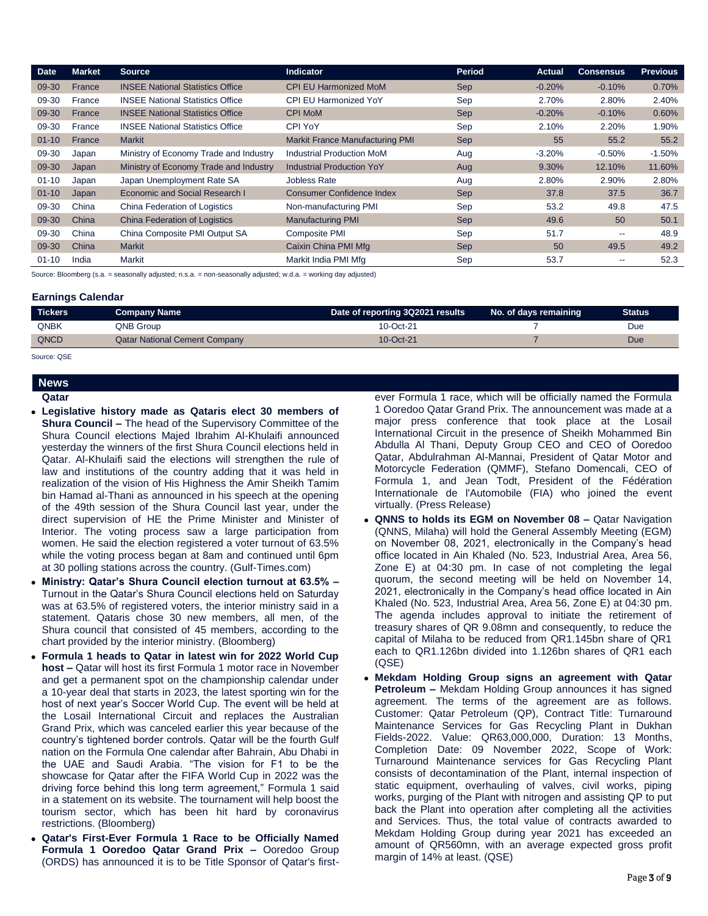| Date | Market | Source | Indicator | Period | Actual | Consensus | Previous |
|---|---|---|---|---|---|---|---|
| 09-30 | France | INSEE National Statistics Office | CPI EU Harmonized MoM | Sep | -0.20% | -0.10% | 0.70% |
| 09-30 | France | INSEE National Statistics Office | CPI EU Harmonized YoY | Sep | 2.70% | 2.80% | 2.40% |
| 09-30 | France | INSEE National Statistics Office | CPI MoM | Sep | -0.20% | -0.10% | 0.60% |
| 09-30 | France | INSEE National Statistics Office | CPI YoY | Sep | 2.10% | 2.20% | 1.90% |
| 01-10 | France | Markit | Markit France Manufacturing PMI | Sep | 55 | 55.2 | 55.2 |
| 09-30 | Japan | Ministry of Economy Trade and Industry | Industrial Production MoM | Aug | -3.20% | -0.50% | -1.50% |
| 09-30 | Japan | Ministry of Economy Trade and Industry | Industrial Production YoY | Aug | 9.30% | 12.10% | 11.60% |
| 01-10 | Japan | Japan Unemployment Rate SA | Jobless Rate | Aug | 2.80% | 2.90% | 2.80% |
| 01-10 | Japan | Economic and Social Research I | Consumer Confidence Index | Sep | 37.8 | 37.5 | 36.7 |
| 09-30 | China | China Federation of Logistics | Non-manufacturing PMI | Sep | 53.2 | 49.8 | 47.5 |
| 09-30 | China | China Federation of Logistics | Manufacturing PMI | Sep | 49.6 | 50 | 50.1 |
| 09-30 | China | China Composite PMI Output SA | Composite PMI | Sep | 51.7 | -- | 48.9 |
| 09-30 | China | Markit | Caixin China PMI Mfg | Sep | 50 | 49.5 | 49.2 |
| 01-10 | India | Markit | Markit India PMI Mfg | Sep | 53.7 | -- | 52.3 |

Source: Bloomberg (s.a. = seasonally adjusted; n.s.a. = non-seasonally adjusted; w.d.a. = working day adjusted)

### Earnings Calendar

| Tickers | Company Name | Date of reporting 3Q2021 results | No. of days remaining | Status |
|---|---|---|---|---|
| QNBK | QNB Group | 10-Oct-21 | 7 | Due |
| QNCD | Qatar National Cement Company | 10-Oct-21 | 7 | Due |

Source: QSE

## News

### Qatar

- **Legislative history made as Qataris elect 30 members of Shura Council –** The head of the Supervisory Committee of the Shura Council elections Majed Ibrahim Al-Khulaifi announced yesterday the winners of the first Shura Council elections held in Qatar. Al-Khulaifi said the elections will strengthen the rule of law and institutions of the country adding that it was held in realization of the vision of His Highness the Amir Sheikh Tamim bin Hamad al-Thani as announced in his speech at the opening of the 49th session of the Shura Council last year, under the direct supervision of HE the Prime Minister and Minister of Interior. The voting process saw a large participation from women. He said the election registered a voter turnout of 63.5% while the voting process began at 8am and continued until 6pm at 30 polling stations across the country. (Gulf-Times.com)
- **Ministry: Qatar's Shura Council election turnout at 63.5% –** Turnout in the Qatar's Shura Council elections held on Saturday was at 63.5% of registered voters, the interior ministry said in a statement. Qataris chose 30 new members, all men, of the Shura council that consisted of 45 members, according to the chart provided by the interior ministry. (Bloomberg)
- **Formula 1 heads to Qatar in latest win for 2022 World Cup host –** Qatar will host its first Formula 1 motor race in November and get a permanent spot on the championship calendar under a 10-year deal that starts in 2023, the latest sporting win for the host of next year's Soccer World Cup. The event will be held at the Losail International Circuit and replaces the Australian Grand Prix, which was canceled earlier this year because of the country's tightened border controls. Qatar will be the fourth Gulf nation on the Formula One calendar after Bahrain, Abu Dhabi in the UAE and Saudi Arabia. "The vision for F1 to be the showcase for Qatar after the FIFA World Cup in 2022 was the driving force behind this long term agreement," Formula 1 said in a statement on its website. The tournament will help boost the tourism sector, which has been hit hard by coronavirus restrictions. (Bloomberg)
- **Qatar's First-Ever Formula 1 Race to be Officially Named Formula 1 Ooredoo Qatar Grand Prix –** Ooredoo Group (ORDS) has announced it is to be Title Sponsor of Qatar's first-ever Formula 1 race, which will be officially named the Formula 1 Ooredoo Qatar Grand Prix. The announcement was made at a major press conference that took place at the Losail International Circuit in the presence of Sheikh Mohammed Bin Abdulla Al Thani, Deputy Group CEO and CEO of Ooredoo Qatar, Abdulrahman Al-Mannai, President of Qatar Motor and Motorcycle Federation (QMMF), Stefano Domencali, CEO of Formula 1, and Jean Todt, President of the Fédération Internationale de l'Automobile (FIA) who joined the event virtually. (Press Release)
- **QNNS to holds its EGM on November 08 –** Qatar Navigation (QNNS, Milaha) will hold the General Assembly Meeting (EGM) on November 08, 2021, electronically in the Company's head office located in Ain Khaled (No. 523, Industrial Area, Area 56, Zone E) at 04:30 pm. In case of not completing the legal quorum, the second meeting will be held on November 14, 2021, electronically in the Company's head office located in Ain Khaled (No. 523, Industrial Area, Area 56, Zone E) at 04:30 pm. The agenda includes approval to initiate the retirement of treasury shares of QR 9.08mn and consequently, to reduce the capital of Milaha to be reduced from QR1.145bn share of QR1 each to QR1.126bn divided into 1.126bn shares of QR1 each (QSE)
- **Mekdam Holding Group signs an agreement with Qatar Petroleum –** Mekdam Holding Group announces it has signed agreement. The terms of the agreement are as follows. Customer: Qatar Petroleum (QP), Contract Title: Turnaround Maintenance Services for Gas Recycling Plant in Dukhan Fields-2022. Value: QR63,000,000, Duration: 13 Months, Completion Date: 09 November 2022, Scope of Work: Turnaround Maintenance services for Gas Recycling Plant consists of decontamination of the Plant, internal inspection of static equipment, overhauling of valves, civil works, piping works, purging of the Plant with nitrogen and assisting QP to put back the Plant into operation after completing all the activities and Services. Thus, the total value of contracts awarded to Mekdam Holding Group during year 2021 has exceeded an amount of QR560mn, with an average expected gross profit margin of 14% at least. (QSE)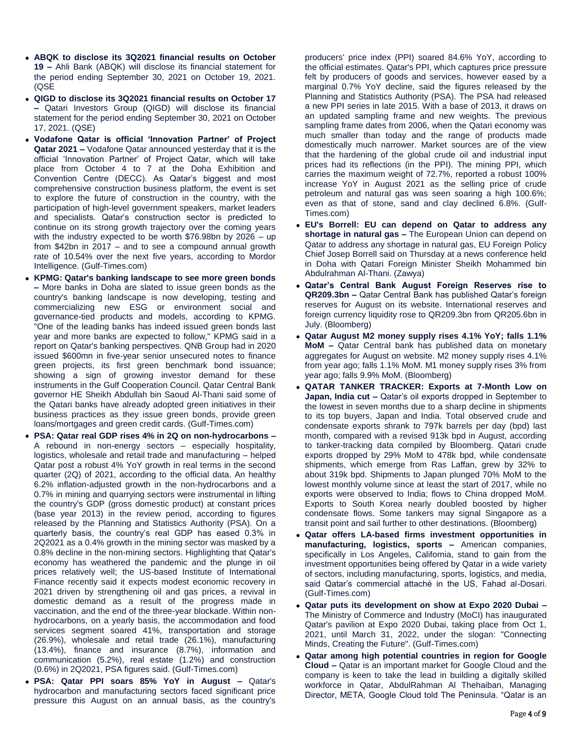- **ABQK to disclose its 3Q2021 financial results on October 19 –** Ahli Bank (ABQK) will disclose its financial statement for the period ending September 30, 2021 on October 19, 2021. (QSE
- **QIGD to disclose its 3Q2021 financial results on October 17 –** Qatari Investors Group (QIGD) will disclose its financial statement for the period ending September 30, 2021 on October 17, 2021. (QSE)
- **Vodafone Qatar is official 'Innovation Partner' of Project Qatar 2021 –** Vodafone Qatar announced yesterday that it is the official 'Innovation Partner' of Project Qatar, which will take place from October 4 to 7 at the Doha Exhibition and Convention Centre (DECC). As Qatar's biggest and most comprehensive construction business platform, the event is set to explore the future of construction in the country, with the participation of high-level government speakers, market leaders and specialists. Qatar's construction sector is predicted to continue on its strong growth trajectory over the coming years with the industry expected to be worth $76.98bn by 2026 – up from $42bn in 2017 – and to see a compound annual growth rate of 10.54% over the next five years, according to Mordor Intelligence. (Gulf-Times.com)
- **KPMG: Qatar's banking landscape to see more green bonds –** More banks in Doha are slated to issue green bonds as the country's banking landscape is now developing, testing and commercializing new ESG or environment social and governance-tied products and models, according to KPMG. "One of the leading banks has indeed issued green bonds last year and more banks are expected to follow," KPMG said in a report on Qatar's banking perspectives. QNB Group had in 2020 issued $600mn in five-year senior unsecured notes to finance green projects, its first green benchmark bond issuance; showing a sign of growing investor demand for these instruments in the Gulf Cooperation Council. Qatar Central Bank governor HE Sheikh Abdullah bin Saoud Al-Thani said some of the Qatari banks have already adopted green initiatives in their business practices as they issue green bonds, provide green loans/mortgages and green credit cards. (Gulf-Times.com)
- **PSA: Qatar real GDP rises 4% in 2Q on non-hydrocarbons –** A rebound in non-energy sectors – especially hospitality, logistics, wholesale and retail trade and manufacturing – helped Qatar post a robust 4% YoY growth in real terms in the second quarter (2Q) of 2021, according to the official data. An healthy 6.2% inflation-adjusted growth in the non-hydrocarbons and a 0.7% in mining and quarrying sectors were instrumental in lifting the country's GDP (gross domestic product) at constant prices (base year 2013) in the review period, according to figures released by the Planning and Statistics Authority (PSA). On a quarterly basis, the country's real GDP has eased 0.3% in 2Q2021 as a 0.4% growth in the mining sector was masked by a 0.8% decline in the non-mining sectors. Highlighting that Qatar's economy has weathered the pandemic and the plunge in oil prices relatively well; the US-based Institute of International Finance recently said it expects modest economic recovery in 2021 driven by strengthening oil and gas prices, a revival in domestic demand as a result of the progress made in vaccination, and the end of the three-year blockade. Within non-hydrocarbons, on a yearly basis, the accommodation and food services segment soared 41%, transportation and storage (26.9%), wholesale and retail trade (26.1%), manufacturing (13.4%), finance and insurance (8.7%), information and communication (5.2%), real estate (1.2%) and construction (0.6%) in 2Q2021, PSA figures said. (Gulf-Times.com)
- **PSA: Qatar PPI soars 85% YoY in August –** Qatar's hydrocarbon and manufacturing sectors faced significant price pressure this August on an annual basis, as the country's producers' price index (PPI) soared 84.6% YoY, according to the official estimates. Qatar's PPI, which captures price pressure felt by producers of goods and services, however eased by a marginal 0.7% YoY decline, said the figures released by the Planning and Statistics Authority (PSA). The PSA had released a new PPI series in late 2015. With a base of 2013, it draws on an updated sampling frame and new weights. The previous sampling frame dates from 2006, when the Qatari economy was much smaller than today and the range of products made domestically much narrower. Market sources are of the view that the hardening of the global crude oil and industrial input prices had its reflections (in the PPI). The mining PPI, which carries the maximum weight of 72.7%, reported a robust 100% increase YoY in August 2021 as the selling price of crude petroleum and natural gas was seen soaring a high 100.6%; even as that of stone, sand and clay declined 6.8%. (Gulf-Times.com)
- **EU's Borrell: EU can depend on Qatar to address any shortage in natural gas –** The European Union can depend on Qatar to address any shortage in natural gas, EU Foreign Policy Chief Josep Borrell said on Thursday at a news conference held in Doha with Qatari Foreign Minister Sheikh Mohammed bin Abdulrahman Al-Thani. (Zawya)
- **Qatar's Central Bank August Foreign Reserves rise to QR209.3bn –** Qatar Central Bank has published Qatar's foreign reserves for August on its website. International reserves and foreign currency liquidity rose to QR209.3bn from QR205.6bn in July. (Bloomberg)
- **Qatar August M2 money supply rises 4.1% YoY; falls 1.1% MoM –** Qatar Central bank has published data on monetary aggregates for August on website. M2 money supply rises 4.1% from year ago; falls 1.1% MoM. M1 money supply rises 3% from year ago; falls 9.9% MoM. (Bloomberg)
- **QATAR TANKER TRACKER: Exports at 7-Month Low on Japan, India cut –** Qatar's oil exports dropped in September to the lowest in seven months due to a sharp decline in shipments to its top buyers, Japan and India. Total observed crude and condensate exports shrank to 797k barrels per day (bpd) last month, compared with a revised 913k bpd in August, according to tanker-tracking data compiled by Bloomberg. Qatari crude exports dropped by 29% MoM to 478k bpd, while condensate shipments, which emerge from Ras Laffan, grew by 32% to about 319k bpd. Shipments to Japan plunged 70% MoM to the lowest monthly volume since at least the start of 2017, while no exports were observed to India; flows to China dropped MoM. Exports to South Korea nearly doubled boosted by higher condensate flows. Some tankers may signal Singapore as a transit point and sail further to other destinations. (Bloomberg)
- **Qatar offers LA-based firms investment opportunities in manufacturing, logistics, sports –** American companies, specifically in Los Angeles, California, stand to gain from the investment opportunities being offered by Qatar in a wide variety of sectors, including manufacturing, sports, logistics, and media, said Qatar's commercial attaché in the US, Fahad al-Dosari. (Gulf-Times.com)
- **Qatar puts its development on show at Expo 2020 Dubai –** The Ministry of Commerce and Industry (MoCI) has inaugurated Qatar's pavilion at Expo 2020 Dubai, taking place from Oct 1, 2021, until March 31, 2022, under the slogan: "Connecting Minds, Creating the Future". (Gulf-Times.com)
- **Qatar among high potential countries in region for Google Cloud –** Qatar is an important market for Google Cloud and the company is keen to take the lead in building a digitally skilled workforce in Qatar, AbdulRahman Al Thehaiban, Managing Director, META, Google Cloud told The Peninsula. "Qatar is an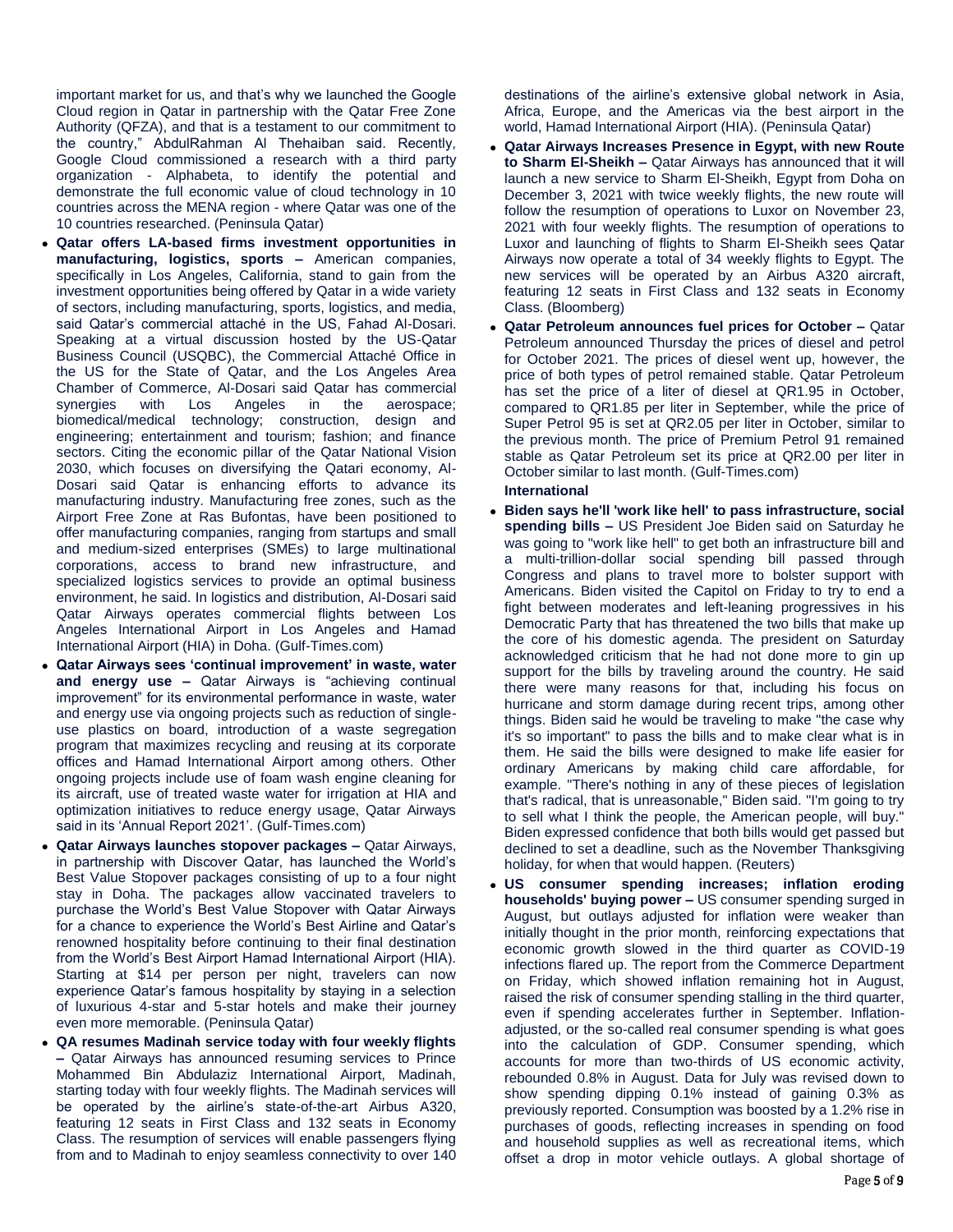important market for us, and that's why we launched the Google Cloud region in Qatar in partnership with the Qatar Free Zone Authority (QFZA), and that is a testament to our commitment to the country," AbdulRahman Al Thehaiban said. Recently, Google Cloud commissioned a research with a third party organization - Alphabeta, to identify the potential and demonstrate the full economic value of cloud technology in 10 countries across the MENA region - where Qatar was one of the 10 countries researched. (Peninsula Qatar)

- **Qatar offers LA-based firms investment opportunities in manufacturing, logistics, sports –** American companies, specifically in Los Angeles, California, stand to gain from the investment opportunities being offered by Qatar in a wide variety of sectors, including manufacturing, sports, logistics, and media, said Qatar's commercial attaché in the US, Fahad Al-Dosari. Speaking at a virtual discussion hosted by the US-Qatar Business Council (USQBC), the Commercial Attaché Office in the US for the State of Qatar, and the Los Angeles Area Chamber of Commerce, Al-Dosari said Qatar has commercial synergies with Los Angeles in the aerospace; biomedical/medical technology; construction, design and engineering; entertainment and tourism; fashion; and finance sectors. Citing the economic pillar of the Qatar National Vision 2030, which focuses on diversifying the Qatari economy, Al-Dosari said Qatar is enhancing efforts to advance its manufacturing industry. Manufacturing free zones, such as the Airport Free Zone at Ras Bufontas, have been positioned to offer manufacturing companies, ranging from startups and small and medium-sized enterprises (SMEs) to large multinational corporations, access to brand new infrastructure, and specialized logistics services to provide an optimal business environment, he said. In logistics and distribution, Al-Dosari said Qatar Airways operates commercial flights between Los Angeles International Airport in Los Angeles and Hamad International Airport (HIA) in Doha. (Gulf-Times.com)
- **Qatar Airways sees 'continual improvement' in waste, water and energy use –** Qatar Airways is "achieving continual improvement" for its environmental performance in waste, water and energy use via ongoing projects such as reduction of single-use plastics on board, introduction of a waste segregation program that maximizes recycling and reusing at its corporate offices and Hamad International Airport among others. Other ongoing projects include use of foam wash engine cleaning for its aircraft, use of treated waste water for irrigation at HIA and optimization initiatives to reduce energy usage, Qatar Airways said in its 'Annual Report 2021'. (Gulf-Times.com)
- **Qatar Airways launches stopover packages –** Qatar Airways, in partnership with Discover Qatar, has launched the World's Best Value Stopover packages consisting of up to a four night stay in Doha. The packages allow vaccinated travelers to purchase the World's Best Value Stopover with Qatar Airways for a chance to experience the World's Best Airline and Qatar's renowned hospitality before continuing to their final destination from the World's Best Airport Hamad International Airport (HIA). Starting at $14 per person per night, travelers can now experience Qatar's famous hospitality by staying in a selection of luxurious 4-star and 5-star hotels and make their journey even more memorable. (Peninsula Qatar)
- **QA resumes Madinah service today with four weekly flights –** Qatar Airways has announced resuming services to Prince Mohammed Bin Abdulaziz International Airport, Madinah, starting today with four weekly flights. The Madinah services will be operated by the airline's state-of-the-art Airbus A320, featuring 12 seats in First Class and 132 seats in Economy Class. The resumption of services will enable passengers flying from and to Madinah to enjoy seamless connectivity to over 140 destinations of the airline's extensive global network in Asia, Africa, Europe, and the Americas via the best airport in the world, Hamad International Airport (HIA). (Peninsula Qatar)
- **Qatar Airways Increases Presence in Egypt, with new Route to Sharm El-Sheikh –** Qatar Airways has announced that it will launch a new service to Sharm El-Sheikh, Egypt from Doha on December 3, 2021 with twice weekly flights, the new route will follow the resumption of operations to Luxor on November 23, 2021 with four weekly flights. The resumption of operations to Luxor and launching of flights to Sharm El-Sheikh sees Qatar Airways now operate a total of 34 weekly flights to Egypt. The new services will be operated by an Airbus A320 aircraft, featuring 12 seats in First Class and 132 seats in Economy Class. (Bloomberg)
- **Qatar Petroleum announces fuel prices for October –** Qatar Petroleum announced Thursday the prices of diesel and petrol for October 2021. The prices of diesel went up, however, the price of both types of petrol remained stable. Qatar Petroleum has set the price of a liter of diesel at QR1.95 in October, compared to QR1.85 per liter in September, while the price of Super Petrol 95 is set at QR2.05 per liter in October, similar to the previous month. The price of Premium Petrol 91 remained stable as Qatar Petroleum set its price at QR2.00 per liter in October similar to last month. (Gulf-Times.com)

**International**

- **Biden says he'll 'work like hell' to pass infrastructure, social spending bills –** US President Joe Biden said on Saturday he was going to "work like hell" to get both an infrastructure bill and a multi-trillion-dollar social spending bill passed through Congress and plans to travel more to bolster support with Americans. Biden visited the Capitol on Friday to try to end a fight between moderates and left-leaning progressives in his Democratic Party that has threatened the two bills that make up the core of his domestic agenda. The president on Saturday acknowledged criticism that he had not done more to gin up support for the bills by traveling around the country. He said there were many reasons for that, including his focus on hurricane and storm damage during recent trips, among other things. Biden said he would be traveling to make "the case why it's so important" to pass the bills and to make clear what is in them. He said the bills were designed to make life easier for ordinary Americans by making child care affordable, for example. "There's nothing in any of these pieces of legislation that's radical, that is unreasonable," Biden said. "I'm going to try to sell what I think the people, the American people, will buy." Biden expressed confidence that both bills would get passed but declined to set a deadline, such as the November Thanksgiving holiday, for when that would happen. (Reuters)
- **US consumer spending increases; inflation eroding households' buying power –** US consumer spending surged in August, but outlays adjusted for inflation were weaker than initially thought in the prior month, reinforcing expectations that economic growth slowed in the third quarter as COVID-19 infections flared up. The report from the Commerce Department on Friday, which showed inflation remaining hot in August, raised the risk of consumer spending stalling in the third quarter, even if spending accelerates further in September. Inflation-adjusted, or the so-called real consumer spending is what goes into the calculation of GDP. Consumer spending, which accounts for more than two-thirds of US economic activity, rebounded 0.8% in August. Data for July was revised down to show spending dipping 0.1% instead of gaining 0.3% as previously reported. Consumption was boosted by a 1.2% rise in purchases of goods, reflecting increases in spending on food and household supplies as well as recreational items, which offset a drop in motor vehicle outlays. A global shortage of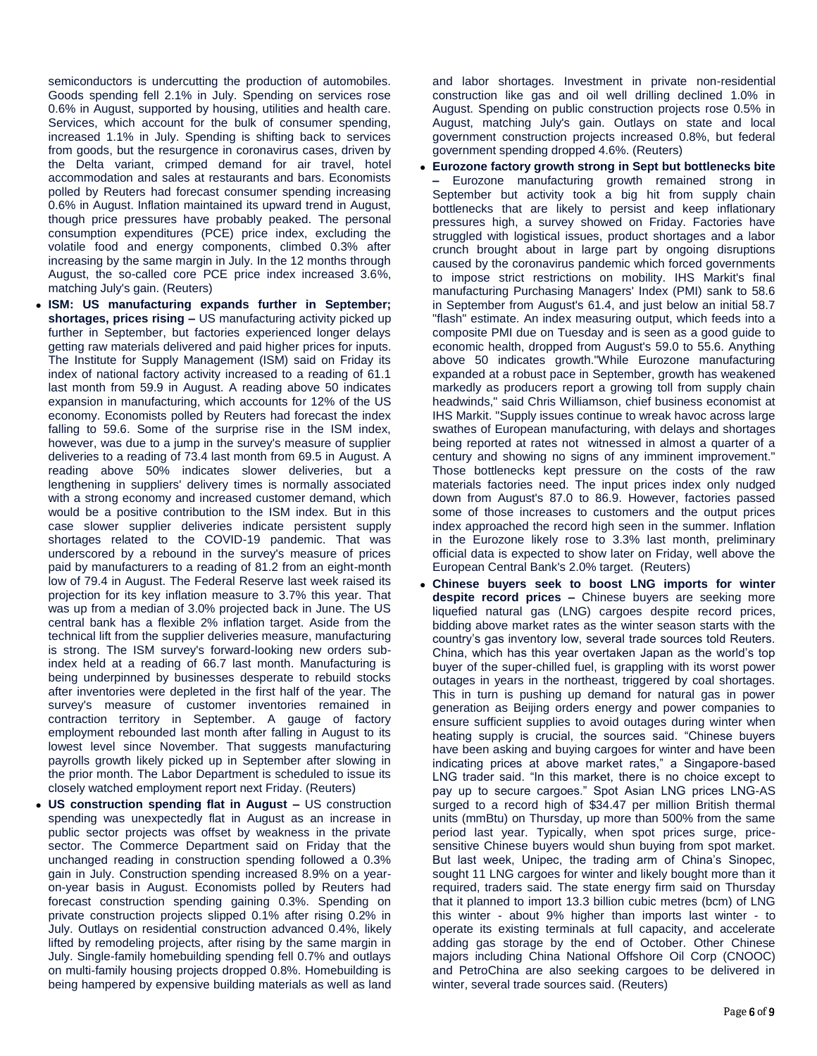semiconductors is undercutting the production of automobiles. Goods spending fell 2.1% in July. Spending on services rose 0.6% in August, supported by housing, utilities and health care. Services, which account for the bulk of consumer spending, increased 1.1% in July. Spending is shifting back to services from goods, but the resurgence in coronavirus cases, driven by the Delta variant, crimped demand for air travel, hotel accommodation and sales at restaurants and bars. Economists polled by Reuters had forecast consumer spending increasing 0.6% in August. Inflation maintained its upward trend in August, though price pressures have probably peaked. The personal consumption expenditures (PCE) price index, excluding the volatile food and energy components, climbed 0.3% after increasing by the same margin in July. In the 12 months through August, the so-called core PCE price index increased 3.6%, matching July's gain. (Reuters)

- **ISM: US manufacturing expands further in September; shortages, prices rising –** US manufacturing activity picked up further in September, but factories experienced longer delays getting raw materials delivered and paid higher prices for inputs. The Institute for Supply Management (ISM) said on Friday its index of national factory activity increased to a reading of 61.1 last month from 59.9 in August. A reading above 50 indicates expansion in manufacturing, which accounts for 12% of the US economy. Economists polled by Reuters had forecast the index falling to 59.6. Some of the surprise rise in the ISM index, however, was due to a jump in the survey's measure of supplier deliveries to a reading of 73.4 last month from 69.5 in August. A reading above 50% indicates slower deliveries, but a lengthening in suppliers' delivery times is normally associated with a strong economy and increased customer demand, which would be a positive contribution to the ISM index. But in this case slower supplier deliveries indicate persistent supply shortages related to the COVID-19 pandemic. That was underscored by a rebound in the survey's measure of prices paid by manufacturers to a reading of 81.2 from an eight-month low of 79.4 in August. The Federal Reserve last week raised its projection for its key inflation measure to 3.7% this year. That was up from a median of 3.0% projected back in June. The US central bank has a flexible 2% inflation target. Aside from the technical lift from the supplier deliveries measure, manufacturing is strong. The ISM survey's forward-looking new orders sub-index held at a reading of 66.7 last month. Manufacturing is being underpinned by businesses desperate to rebuild stocks after inventories were depleted in the first half of the year. The survey's measure of customer inventories remained in contraction territory in September. A gauge of factory employment rebounded last month after falling in August to its lowest level since November. That suggests manufacturing payrolls growth likely picked up in September after slowing in the prior month. The Labor Department is scheduled to issue its closely watched employment report next Friday. (Reuters)
- **US construction spending flat in August –** US construction spending was unexpectedly flat in August as an increase in public sector projects was offset by weakness in the private sector. The Commerce Department said on Friday that the unchanged reading in construction spending followed a 0.3% gain in July. Construction spending increased 8.9% on a year-on-year basis in August. Economists polled by Reuters had forecast construction spending gaining 0.3%. Spending on private construction projects slipped 0.1% after rising 0.2% in July. Outlays on residential construction advanced 0.4%, likely lifted by remodeling projects, after rising by the same margin in July. Single-family homebuilding spending fell 0.7% and outlays on multi-family housing projects dropped 0.8%. Homebuilding is being hampered by expensive building materials as well as land and labor shortages. Investment in private non-residential construction like gas and oil well drilling declined 1.0% in August. Spending on public construction projects rose 0.5% in August, matching July's gain. Outlays on state and local government construction projects increased 0.8%, but federal government spending dropped 4.6%. (Reuters)
- **Eurozone factory growth strong in Sept but bottlenecks bite –** Eurozone manufacturing growth remained strong in September but activity took a big hit from supply chain bottlenecks that are likely to persist and keep inflationary pressures high, a survey showed on Friday. Factories have struggled with logistical issues, product shortages and a labor crunch brought about in large part by ongoing disruptions caused by the coronavirus pandemic which forced governments to impose strict restrictions on mobility. IHS Markit's final manufacturing Purchasing Managers' Index (PMI) sank to 58.6 in September from August's 61.4, and just below an initial 58.7 "flash" estimate. An index measuring output, which feeds into a composite PMI due on Tuesday and is seen as a good guide to economic health, dropped from August's 59.0 to 55.6. Anything above 50 indicates growth."While Eurozone manufacturing expanded at a robust pace in September, growth has weakened markedly as producers report a growing toll from supply chain headwinds," said Chris Williamson, chief business economist at IHS Markit. "Supply issues continue to wreak havoc across large swathes of European manufacturing, with delays and shortages being reported at rates not witnessed in almost a quarter of a century and showing no signs of any imminent improvement." Those bottlenecks kept pressure on the costs of the raw materials factories need. The input prices index only nudged down from August's 87.0 to 86.9. However, factories passed some of those increases to customers and the output prices index approached the record high seen in the summer. Inflation in the Eurozone likely rose to 3.3% last month, preliminary official data is expected to show later on Friday, well above the European Central Bank's 2.0% target. (Reuters)
- **Chinese buyers seek to boost LNG imports for winter despite record prices –** Chinese buyers are seeking more liquefied natural gas (LNG) cargoes despite record prices, bidding above market rates as the winter season starts with the country's gas inventory low, several trade sources told Reuters. China, which has this year overtaken Japan as the world's top buyer of the super-chilled fuel, is grappling with its worst power outages in years in the northeast, triggered by coal shortages. This in turn is pushing up demand for natural gas in power generation as Beijing orders energy and power companies to ensure sufficient supplies to avoid outages during winter when heating supply is crucial, the sources said. "Chinese buyers have been asking and buying cargoes for winter and have been indicating prices at above market rates," a Singapore-based LNG trader said. "In this market, there is no choice except to pay up to secure cargoes." Spot Asian LNG prices LNG-AS surged to a record high of $34.47 per million British thermal units (mmBtu) on Thursday, up more than 500% from the same period last year. Typically, when spot prices surge, price-sensitive Chinese buyers would shun buying from spot market. But last week, Unipec, the trading arm of China's Sinopec, sought 11 LNG cargoes for winter and likely bought more than it required, traders said. The state energy firm said on Thursday that it planned to import 13.3 billion cubic metres (bcm) of LNG this winter - about 9% higher than imports last winter - to operate its existing terminals at full capacity, and accelerate adding gas storage by the end of October. Other Chinese majors including China National Offshore Oil Corp (CNOOC) and PetroChina are also seeking cargoes to be delivered in winter, several trade sources said. (Reuters)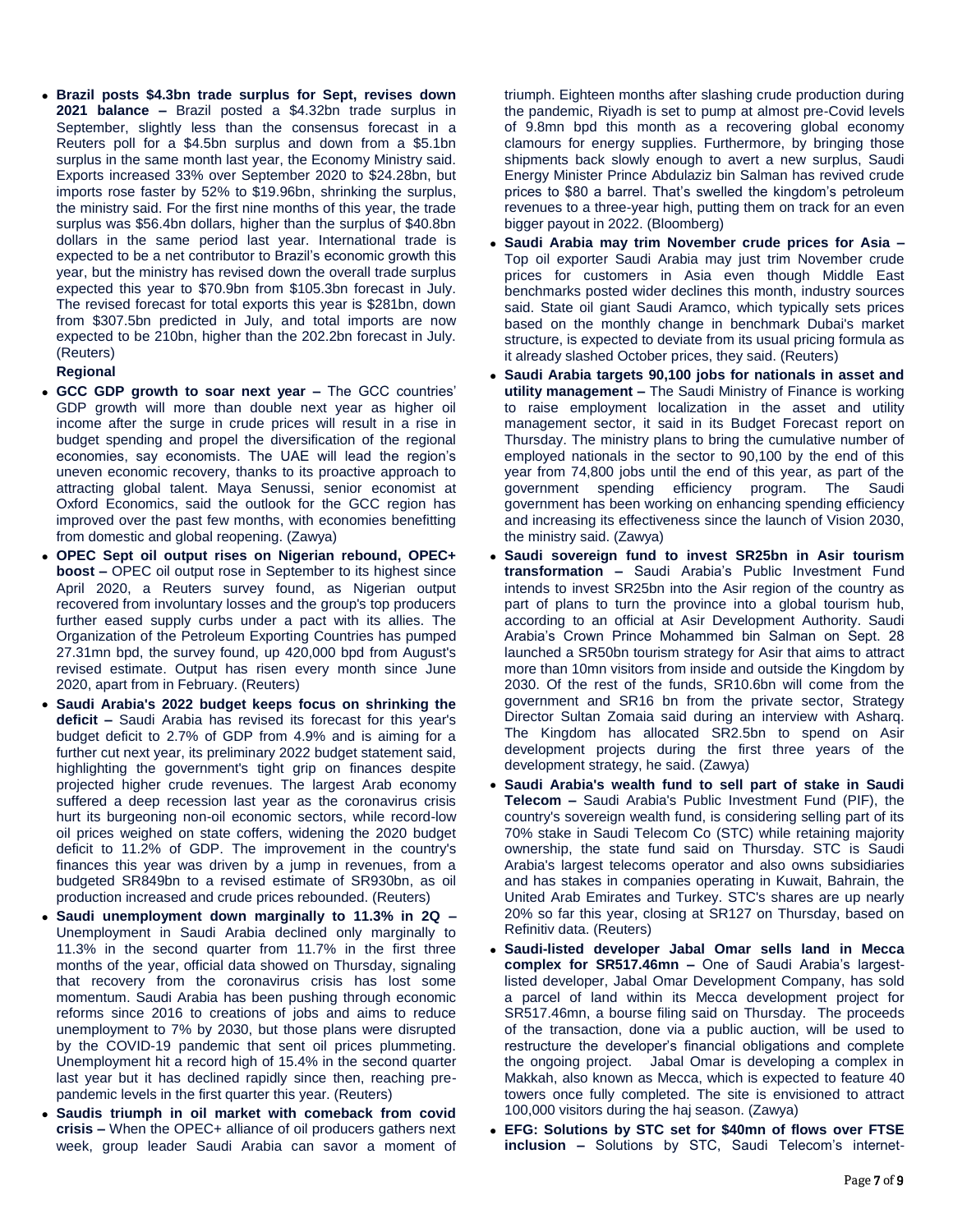- **Brazil posts $4.3bn trade surplus for Sept, revises down 2021 balance –** Brazil posted a $4.32bn trade surplus in September, slightly less than the consensus forecast in a Reuters poll for a $4.5bn surplus and down from a $5.1bn surplus in the same month last year, the Economy Ministry said. Exports increased 33% over September 2020 to $24.28bn, but imports rose faster by 52% to $19.96bn, shrinking the surplus, the ministry said. For the first nine months of this year, the trade surplus was $56.4bn dollars, higher than the surplus of $40.8bn dollars in the same period last year. International trade is expected to be a net contributor to Brazil's economic growth this year, but the ministry has revised down the overall trade surplus expected this year to $70.9bn from $105.3bn forecast in July. The revised forecast for total exports this year is $281bn, down from $307.5bn predicted in July, and total imports are now expected to be 210bn, higher than the 202.2bn forecast in July. (Reuters)

**Regional**

- **GCC GDP growth to soar next year –** The GCC countries' GDP growth will more than double next year as higher oil income after the surge in crude prices will result in a rise in budget spending and propel the diversification of the regional economies, say economists. The UAE will lead the region's uneven economic recovery, thanks to its proactive approach to attracting global talent. Maya Senussi, senior economist at Oxford Economics, said the outlook for the GCC region has improved over the past few months, with economies benefitting from domestic and global reopening. (Zawya)
- **OPEC Sept oil output rises on Nigerian rebound, OPEC+ boost –** OPEC oil output rose in September to its highest since April 2020, a Reuters survey found, as Nigerian output recovered from involuntary losses and the group's top producers further eased supply curbs under a pact with its allies. The Organization of the Petroleum Exporting Countries has pumped 27.31mn bpd, the survey found, up 420,000 bpd from August's revised estimate. Output has risen every month since June 2020, apart from in February. (Reuters)
- **Saudi Arabia's 2022 budget keeps focus on shrinking the deficit –** Saudi Arabia has revised its forecast for this year's budget deficit to 2.7% of GDP from 4.9% and is aiming for a further cut next year, its preliminary 2022 budget statement said, highlighting the government's tight grip on finances despite projected higher crude revenues. The largest Arab economy suffered a deep recession last year as the coronavirus crisis hurt its burgeoning non-oil economic sectors, while record-low oil prices weighed on state coffers, widening the 2020 budget deficit to 11.2% of GDP. The improvement in the country's finances this year was driven by a jump in revenues, from a budgeted SR849bn to a revised estimate of SR930bn, as oil production increased and crude prices rebounded. (Reuters)
- **Saudi unemployment down marginally to 11.3% in 2Q –** Unemployment in Saudi Arabia declined only marginally to 11.3% in the second quarter from 11.7% in the first three months of the year, official data showed on Thursday, signaling that recovery from the coronavirus crisis has lost some momentum. Saudi Arabia has been pushing through economic reforms since 2016 to creations of jobs and aims to reduce unemployment to 7% by 2030, but those plans were disrupted by the COVID-19 pandemic that sent oil prices plummeting. Unemployment hit a record high of 15.4% in the second quarter last year but it has declined rapidly since then, reaching pre-pandemic levels in the first quarter this year. (Reuters)
- **Saudis triumph in oil market with comeback from covid crisis –** When the OPEC+ alliance of oil producers gathers next week, group leader Saudi Arabia can savor a moment of triumph. Eighteen months after slashing crude production during the pandemic, Riyadh is set to pump at almost pre-Covid levels of 9.8mn bpd this month as a recovering global economy clamours for energy supplies. Furthermore, by bringing those shipments back slowly enough to avert a new surplus, Saudi Energy Minister Prince Abdulaziz bin Salman has revived crude prices to $80 a barrel. That's swelled the kingdom's petroleum revenues to a three-year high, putting them on track for an even bigger payout in 2022. (Bloomberg)
- **Saudi Arabia may trim November crude prices for Asia –** Top oil exporter Saudi Arabia may just trim November crude prices for customers in Asia even though Middle East benchmarks posted wider declines this month, industry sources said. State oil giant Saudi Aramco, which typically sets prices based on the monthly change in benchmark Dubai's market structure, is expected to deviate from its usual pricing formula as it already slashed October prices, they said. (Reuters)
- **Saudi Arabia targets 90,100 jobs for nationals in asset and utility management –** The Saudi Ministry of Finance is working to raise employment localization in the asset and utility management sector, it said in its Budget Forecast report on Thursday. The ministry plans to bring the cumulative number of employed nationals in the sector to 90,100 by the end of this year from 74,800 jobs until the end of this year, as part of the government spending efficiency program. The Saudi government has been working on enhancing spending efficiency and increasing its effectiveness since the launch of Vision 2030, the ministry said. (Zawya)
- **Saudi sovereign fund to invest SR25bn in Asir tourism transformation –** Saudi Arabia's Public Investment Fund intends to invest SR25bn into the Asir region of the country as part of plans to turn the province into a global tourism hub, according to an official at Asir Development Authority. Saudi Arabia's Crown Prince Mohammed bin Salman on Sept. 28 launched a SR50bn tourism strategy for Asir that aims to attract more than 10mn visitors from inside and outside the Kingdom by 2030. Of the rest of the funds, SR10.6bn will come from the government and SR16 bn from the private sector, Strategy Director Sultan Zomaia said during an interview with Asharq. The Kingdom has allocated SR2.5bn to spend on Asir development projects during the first three years of the development strategy, he said. (Zawya)
- **Saudi Arabia's wealth fund to sell part of stake in Saudi Telecom –** Saudi Arabia's Public Investment Fund (PIF), the country's sovereign wealth fund, is considering selling part of its 70% stake in Saudi Telecom Co (STC) while retaining majority ownership, the state fund said on Thursday. STC is Saudi Arabia's largest telecoms operator and also owns subsidiaries and has stakes in companies operating in Kuwait, Bahrain, the United Arab Emirates and Turkey. STC's shares are up nearly 20% so far this year, closing at SR127 on Thursday, based on Refinitiv data. (Reuters)
- **Saudi-listed developer Jabal Omar sells land in Mecca complex for SR517.46mn –** One of Saudi Arabia's largest-listed developer, Jabal Omar Development Company, has sold a parcel of land within its Mecca development project for SR517.46mn, a bourse filing said on Thursday. The proceeds of the transaction, done via a public auction, will be used to restructure the developer's financial obligations and complete the ongoing project. Jabal Omar is developing a complex in Makkah, also known as Mecca, which is expected to feature 40 towers once fully completed. The site is envisioned to attract 100,000 visitors during the haj season. (Zawya)
- **EFG: Solutions by STC set for $40mn of flows over FTSE inclusion –** Solutions by STC, Saudi Telecom's internet-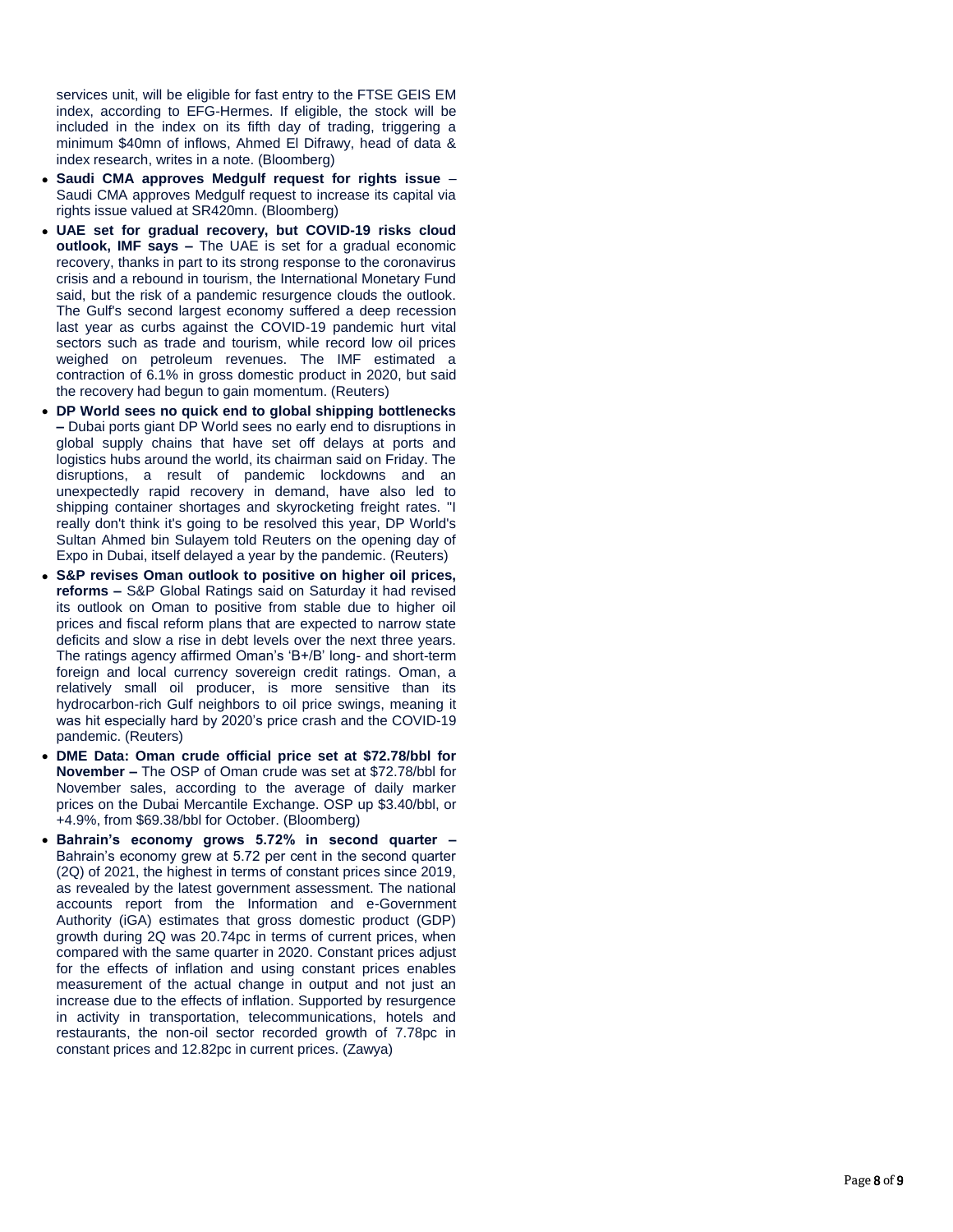services unit, will be eligible for fast entry to the FTSE GEIS EM index, according to EFG-Hermes. If eligible, the stock will be included in the index on its fifth day of trading, triggering a minimum $40mn of inflows, Ahmed El Difrawy, head of data & index research, writes in a note. (Bloomberg)

- **Saudi CMA approves Medgulf request for rights issue** – Saudi CMA approves Medgulf request to increase its capital via rights issue valued at SR420mn. (Bloomberg)
- **UAE set for gradual recovery, but COVID-19 risks cloud outlook, IMF says –** The UAE is set for a gradual economic recovery, thanks in part to its strong response to the coronavirus crisis and a rebound in tourism, the International Monetary Fund said, but the risk of a pandemic resurgence clouds the outlook. The Gulf's second largest economy suffered a deep recession last year as curbs against the COVID-19 pandemic hurt vital sectors such as trade and tourism, while record low oil prices weighed on petroleum revenues. The IMF estimated a contraction of 6.1% in gross domestic product in 2020, but said the recovery had begun to gain momentum. (Reuters)
- **DP World sees no quick end to global shipping bottlenecks –** Dubai ports giant DP World sees no early end to disruptions in global supply chains that have set off delays at ports and logistics hubs around the world, its chairman said on Friday. The disruptions, a result of pandemic lockdowns and an unexpectedly rapid recovery in demand, have also led to shipping container shortages and skyrocketing freight rates. "I really don't think it's going to be resolved this year, DP World's Sultan Ahmed bin Sulayem told Reuters on the opening day of Expo in Dubai, itself delayed a year by the pandemic. (Reuters)
- **S&P revises Oman outlook to positive on higher oil prices, reforms –** S&P Global Ratings said on Saturday it had revised its outlook on Oman to positive from stable due to higher oil prices and fiscal reform plans that are expected to narrow state deficits and slow a rise in debt levels over the next three years. The ratings agency affirmed Oman's 'B+/B' long- and short-term foreign and local currency sovereign credit ratings. Oman, a relatively small oil producer, is more sensitive than its hydrocarbon-rich Gulf neighbors to oil price swings, meaning it was hit especially hard by 2020's price crash and the COVID-19 pandemic. (Reuters)
- **DME Data: Oman crude official price set at $72.78/bbl for November –** The OSP of Oman crude was set at $72.78/bbl for November sales, according to the average of daily marker prices on the Dubai Mercantile Exchange. OSP up $3.40/bbl, or +4.9%, from $69.38/bbl for October. (Bloomberg)
- **Bahrain's economy grows 5.72% in second quarter –** Bahrain's economy grew at 5.72 per cent in the second quarter (2Q) of 2021, the highest in terms of constant prices since 2019, as revealed by the latest government assessment. The national accounts report from the Information and e-Government Authority (iGA) estimates that gross domestic product (GDP) growth during 2Q was 20.74pc in terms of current prices, when compared with the same quarter in 2020. Constant prices adjust for the effects of inflation and using constant prices enables measurement of the actual change in output and not just an increase due to the effects of inflation. Supported by resurgence in activity in transportation, telecommunications, hotels and restaurants, the non-oil sector recorded growth of 7.78pc in constant prices and 12.82pc in current prices. (Zawya)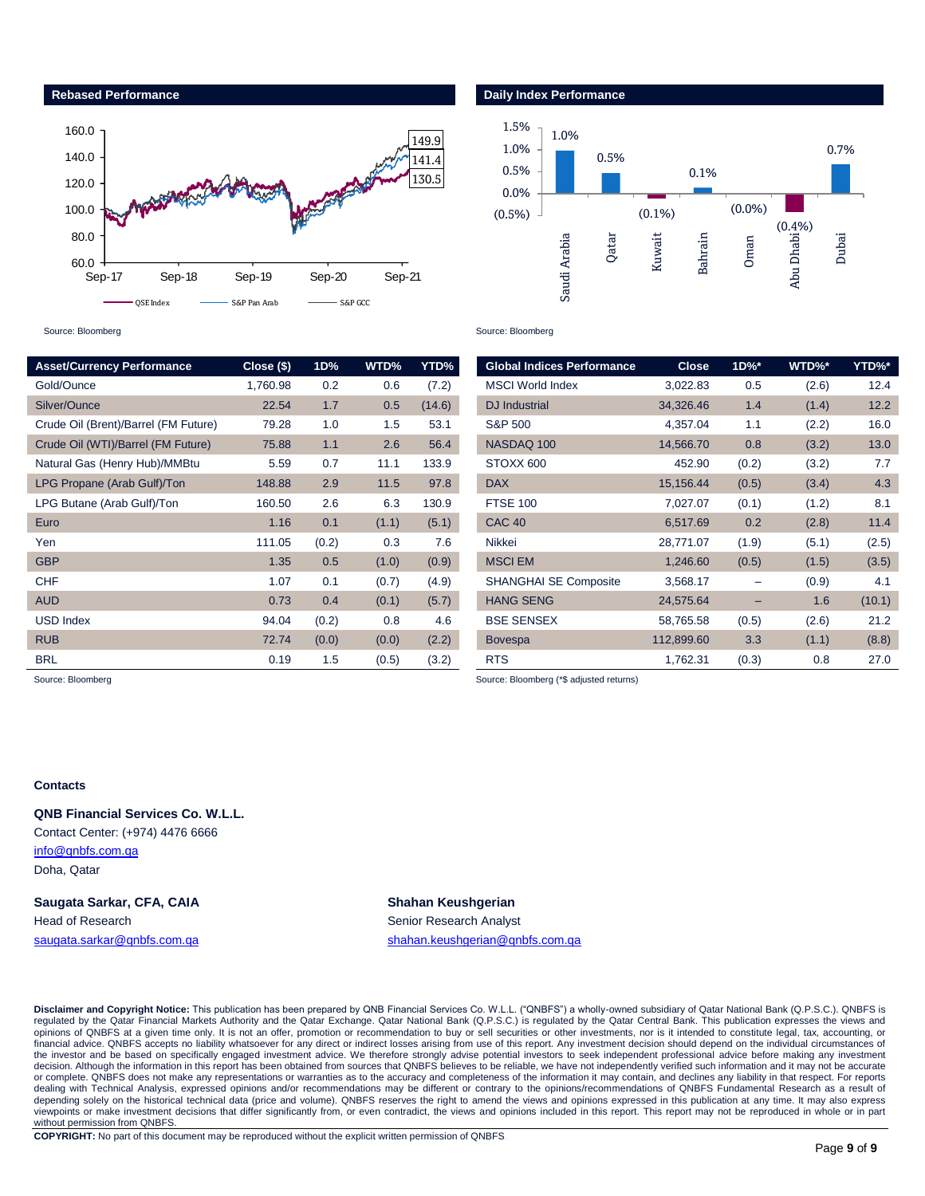**Rebased Performance**

160.0
140.0
120.0
100.0
80.0
60.0
Sep-17
Sep-18
Sep-19
Sep-20
Sep-21
149.9
141.4
130.5
QSE Index
S&P Pan Arab
S&P GCC

Source: Bloomberg

**Daily Index Performance**

1.5%
1.0%
0.5%
0.0%
(0.5%)
1.0%
0.5%
(0.1%)
0.1%
(0.0%)
(0.4%)
0.7%
Saudi Arabia
Qatar
Kuwait
Bahrain
Oman
Abu Dhabi
Dubai

Source: Bloomberg

| Asset/Currency Performance | Close ($) | 1D% | WTD% | YTD% |
|---|---|---|---|---|
| Gold/Ounce | 1,760.98 | 0.2 | 0.6 | (7.2) |
| Silver/Ounce | 22.54 | 1.7 | 0.5 | (14.6) |
| Crude Oil (Brent)/Barrel (FM Future) | 79.28 | 1.0 | 1.5 | 53.1 |
| Crude Oil (WTI)/Barrel (FM Future) | 75.88 | 1.1 | 2.6 | 56.4 |
| Natural Gas (Henry Hub)/MMBtu | 5.59 | 0.7 | 11.1 | 133.9 |
| LPG Propane (Arab Gulf)/Ton | 148.88 | 2.9 | 11.5 | 97.8 |
| LPG Butane (Arab Gulf)/Ton | 160.50 | 2.6 | 6.3 | 130.9 |
| Euro | 1.16 | 0.1 | (1.1) | (5.1) |
| Yen | 111.05 | (0.2) | 0.3 | 7.6 |
| GBP | 1.35 | 0.5 | (1.0) | (0.9) |
| CHF | 1.07 | 0.1 | (0.7) | (4.9) |
| AUD | 0.73 | 0.4 | (0.1) | (5.7) |
| USD Index | 94.04 | (0.2) | 0.8 | 4.6 |
| RUB | 72.74 | (0.0) | (0.0) | (2.2) |
| BRL | 0.19 | 1.5 | (0.5) | (3.2) |

Source: Bloomberg

| Global Indices Performance | Close | 1D%* | WTD%* | YTD%* |
|---|---|---|---|---|
| MSCI World Index | 3,022.83 | 0.5 | (2.6) | 12.4 |
| DJ Industrial | 34,326.46 | 1.4 | (1.4) | 12.2 |
| S&P 500 | 4,357.04 | 1.1 | (2.2) | 16.0 |
| NASDAQ 100 | 14,566.70 | 0.8 | (3.2) | 13.0 |
| STOXX 600 | 452.90 | (0.2) | (3.2) | 7.7 |
| DAX | 15,156.44 | (0.5) | (3.4) | 4.3 |
| FTSE 100 | 7,027.07 | (0.1) | (1.2) | 8.1 |
| CAC 40 | 6,517.69 | 0.2 | (2.8) | 11.4 |
| Nikkei | 28,771.07 | (1.9) | (5.1) | (2.5) |
| MSCI EM | 1,246.60 | (0.5) | (1.5) | (3.5) |
| SHANGHAI SE Composite | 3,568.17 | – | (0.9) | 4.1 |
| HANG SENG | 24,575.64 | – | 1.6 | (10.1) |
| BSE SENSEX | 58,765.58 | (0.5) | (2.6) | 21.2 |
| Bovespa | 112,899.60 | 3.3 | (1.1) | (8.8) |
| RTS | 1,762.31 | (0.3) | 0.8 | 27.0 |

Source: Bloomberg (*$ adjusted returns)

**Contacts**

**QNB Financial Services Co. W.L.L.**
Contact Center: (+974) 4476 6666
info@qnbfs.com.qa
Doha, Qatar

**Saugata Sarkar, CFA, CAIA**
Head of Research
saugata.sarkar@qnbfs.com.qa

**Shahan Keushgerian**
Senior Research Analyst
shahan.keushgerian@qnbfs.com.qa

**Disclaimer and Copyright Notice:** This publication has been prepared by QNB Financial Services Co. W.L.L. ("QNBFS") a wholly-owned subsidiary of Qatar National Bank (Q.P.S.C.). QNBFS is regulated by the Qatar Financial Markets Authority and the Qatar Exchange. Qatar National Bank (Q.P.S.C.) is regulated by the Qatar Central Bank. This publication expresses the views and opinions of QNBFS at a given time only. It is not an offer, promotion or recommendation to buy or sell securities or other investments, nor is it intended to constitute legal, tax, accounting, or financial advice. QNBFS accepts no liability whatsoever for any direct or indirect losses arising from use of this report. Any investment decision should depend on the individual circumstances of the investor and be based on specifically engaged investment advice. We therefore strongly advise potential investors to seek independent professional advice before making any investment decision. Although the information in this report has been obtained from sources that QNBFS believes to be reliable, we have not independently verified such information and it may not be accurate or complete. QNBFS does not make any representations or warranties as to the accuracy and completeness of the information it may contain, and declines any liability in that respect. For reports dealing with Technical Analysis, expressed opinions and/or recommendations may be different or contrary to the opinions/recommendations of QNBFS Fundamental Research as a result of depending solely on the historical technical data (price and volume). QNBFS reserves the right to amend the views and opinions expressed in this publication at any time. It may also express viewpoints or make investment decisions that differ significantly from, or even contradict, the views and opinions included in this report. This report may not be reproduced in whole or in part without permission from QNBFS.

**COPYRIGHT:** No part of this document may be reproduced without the explicit written permission of QNBFS